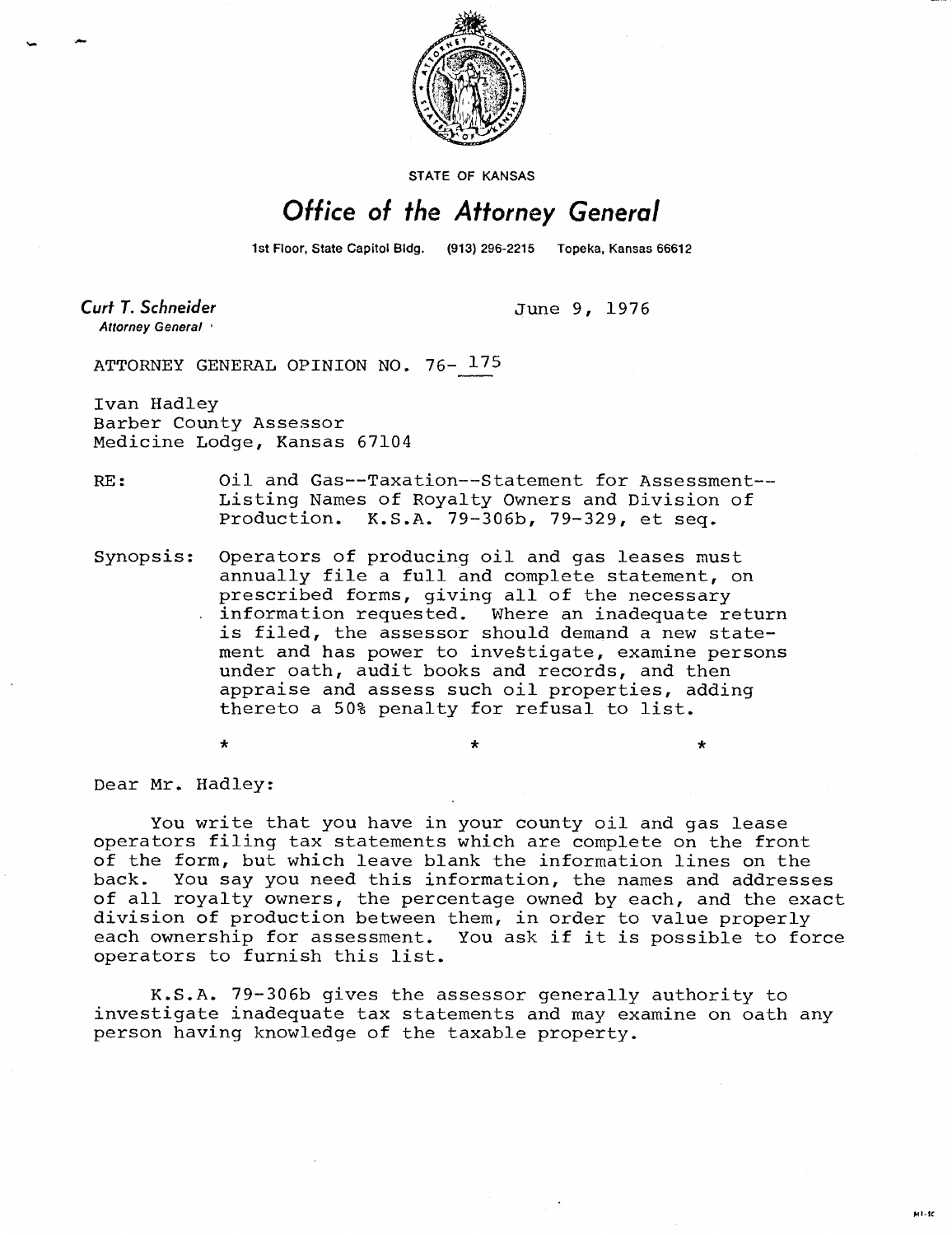STATE OF KANSAS

# Office of the Attorney General

1st Floor, State Capitol Bldg. (913) 296-2215 Topeka, Kansas 66612

**Curt T. Schneider**
*Attorney General*

June 9, 1976

ATTORNEY GENERAL OPINION NO. 76- 175

Ivan Hadley
Barber County Assessor
Medicine Lodge, Kansas 67104

RE: Oil and Gas--Taxation--Statement for Assessment--Listing Names of Royalty Owners and Division of Production. K.S.A. 79-306b, 79-329, et seq.

Synopsis: Operators of producing oil and gas leases must annually file a full and complete statement, on prescribed forms, giving all of the necessary information requested. Where an inadequate return is filed, the assessor should demand a new statement and has power to investigate, examine persons under oath, audit books and records, and then appraise and assess such oil properties, adding thereto a 50% penalty for refusal to list.

\* \* \*

Dear Mr. Hadley:

You write that you have in your county oil and gas lease operators filing tax statements which are complete on the front of the form, but which leave blank the information lines on the back. You say you need this information, the names and addresses of all royalty owners, the percentage owned by each, and the exact division of production between them, in order to value properly each ownership for assessment. You ask if it is possible to force operators to furnish this list.

K.S.A. 79-306b gives the assessor generally authority to investigate inadequate tax statements and may examine on oath any person having knowledge of the taxable property.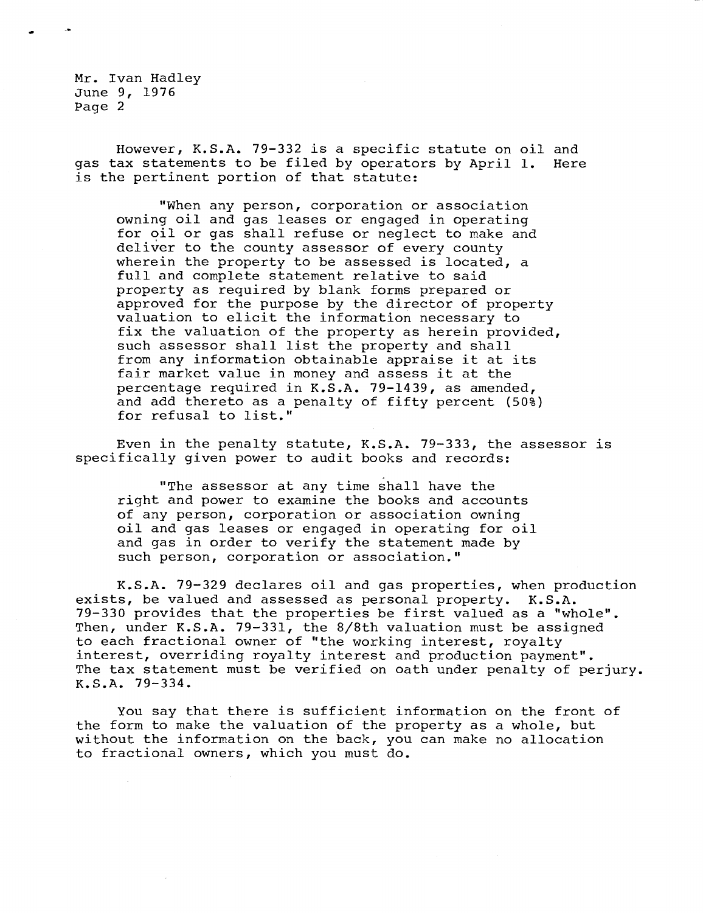However, K.S.A. 79-332 is a specific statute on oil and gas tax statements to be filed by operators by April 1. Here is the pertinent portion of that statute:

> "When any person, corporation or association owning oil and gas leases or engaged in operating for oil or gas shall refuse or neglect to make and deliver to the county assessor of every county wherein the property to be assessed is located, a full and complete statement relative to said property as required by blank forms prepared or approved for the purpose by the director of property valuation to elicit the information necessary to fix the valuation of the property as herein provided, such assessor shall list the property and shall from any information obtainable appraise it at its fair market value in money and assess it at the percentage required in K.S.A. 79-1439, as amended, and add thereto as a penalty of fifty percent (50%) for refusal to list."

Even in the penalty statute, K.S.A. 79-333, the assessor is specifically given power to audit books and records:

> "The assessor at any time shall have the right and power to examine the books and accounts of any person, corporation or association owning oil and gas leases or engaged in operating for oil and gas in order to verify the statement made by such person, corporation or association."

K.S.A. 79-329 declares oil and gas properties, when production exists, be valued and assessed as personal property. K.S.A. 79-330 provides that the properties be first valued as a "whole". Then, under K.S.A. 79-331, the 8/8th valuation must be assigned to each fractional owner of "the working interest, royalty interest, overriding royalty interest and production payment". The tax statement must be verified on oath under penalty of perjury. K.S.A. 79-334.

You say that there is sufficient information on the front of the form to make the valuation of the property as a whole, but without the information on the back, you can make no allocation to fractional owners, which you must do.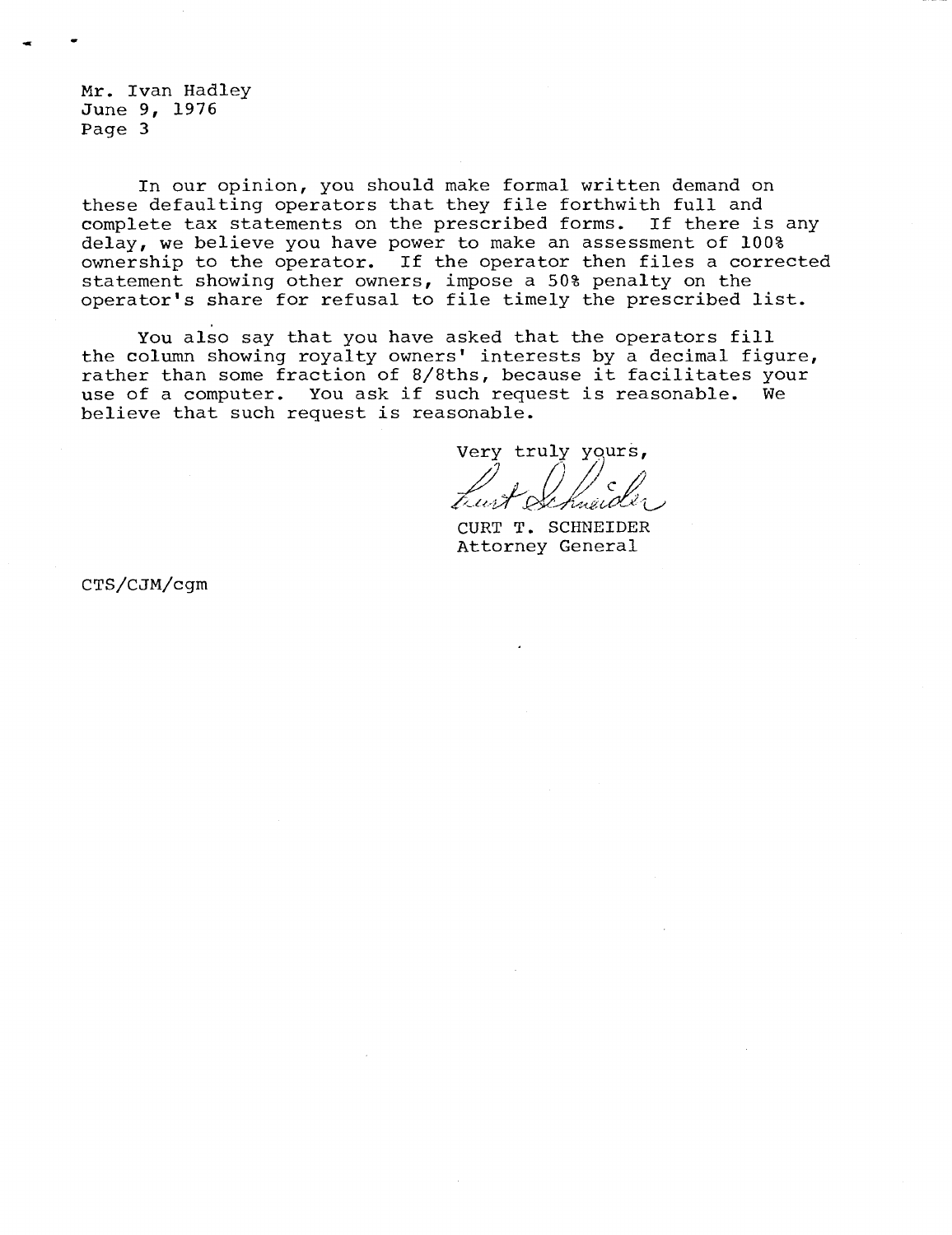Mr. Ivan Hadley
June 9, 1976
Page 3

In our opinion, you should make formal written demand on these defaulting operators that they file forthwith full and complete tax statements on the prescribed forms. If there is any delay, we believe you have power to make an assessment of 100% ownership to the operator. If the operator then files a corrected statement showing other owners, impose a 50% penalty on the operator's share for refusal to file timely the prescribed list.

You also say that you have asked that the operators fill the column showing royalty owners' interests by a decimal figure, rather than some fraction of 8/8ths, because it facilitates your use of a computer. You ask if such request is reasonable. We believe that such request is reasonable.

Very truly yours,

Curt Schneider

CURT T. SCHNEIDER
Attorney General

CTS/CJM/cgm